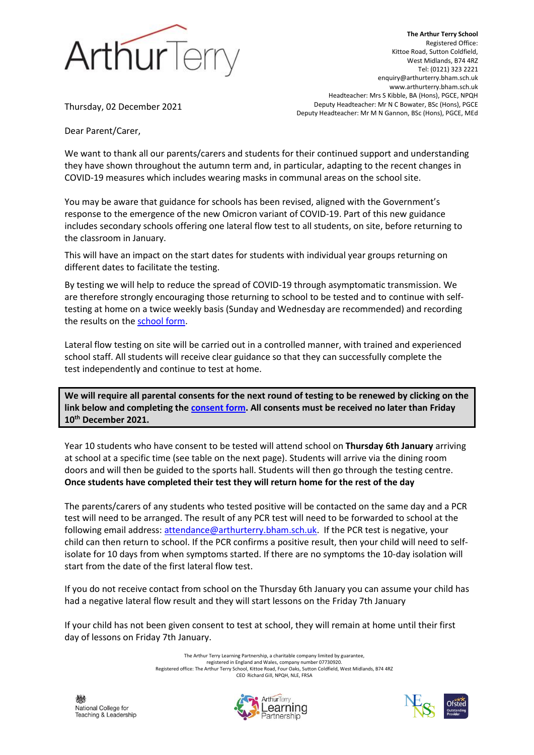**The Arthur Terry School**
Registered Office:
Kittoe Road, Sutton Coldfield,
West Midlands, B74 4RZ
Tel: (0121) 323 2221
enquiry@arthurterry.bham.sch.uk
www.arthurterry.bham.sch.uk
Headteacher: Mrs S Kibble, BA (Hons), PGCE, NPQH
Deputy Headteacher: Mr N C Bowater, BSc (Hons), PGCE
Deputy Headteacher: Mr M N Gannon, BSc (Hons), PGCE, MEd

Thursday, 02 December 2021

Dear Parent/Carer,

We want to thank all our parents/carers and students for their continued support and understanding they have shown throughout the autumn term and, in particular, adapting to the recent changes in COVID-19 measures which includes wearing masks in communal areas on the school site.

You may be aware that guidance for schools has been revised, aligned with the Government's response to the emergence of the new Omicron variant of COVID-19. Part of this new guidance includes secondary schools offering one lateral flow test to all students, on site, before returning to the classroom in January.

This will have an impact on the start dates for students with individual year groups returning on different dates to facilitate the testing.

By testing we will help to reduce the spread of COVID-19 through asymptomatic transmission. We are therefore strongly encouraging those returning to school to be tested and to continue with self-testing at home on a twice weekly basis (Sunday and Wednesday are recommended) and recording the results on the school form.

Lateral flow testing on site will be carried out in a controlled manner, with trained and experienced school staff. All students will receive clear guidance so that they can successfully complete the test independently and continue to test at home.

**We will require all parental consents for the next round of testing to be renewed by clicking on the link below and completing the consent form. All consents must be received no later than Friday 10th December 2021.**

Year 10 students who have consent to be tested will attend school on **Thursday 6th January** arriving at school at a specific time (see table on the next page). Students will arrive via the dining room doors and will then be guided to the sports hall. Students will then go through the testing centre. **Once students have completed their test they will return home for the rest of the day**

The parents/carers of any students who tested positive will be contacted on the same day and a PCR test will need to be arranged. The result of any PCR test will need to be forwarded to school at the following email address: attendance@arthurterry.bham.sch.uk. If the PCR test is negative, your child can then return to school. If the PCR confirms a positive result, then your child will need to self-isolate for 10 days from when symptoms started. If there are no symptoms the 10-day isolation will start from the date of the first lateral flow test.

If you do not receive contact from school on the Thursday 6th January you can assume your child has had a negative lateral flow result and they will start lessons on the Friday 7th January

If your child has not been given consent to test at school, they will remain at home until their first day of lessons on Friday 7th January.

The Arthur Terry Learning Partnership, a charitable company limited by guarantee, registered in England and Wales, company number 07730920.
Registered office: The Arthur Terry School, Kittoe Road, Four Oaks, Sutton Coldfield, West Midlands, B74 4RZ
CEO Richard Gill, NPQH, NLE, FRSA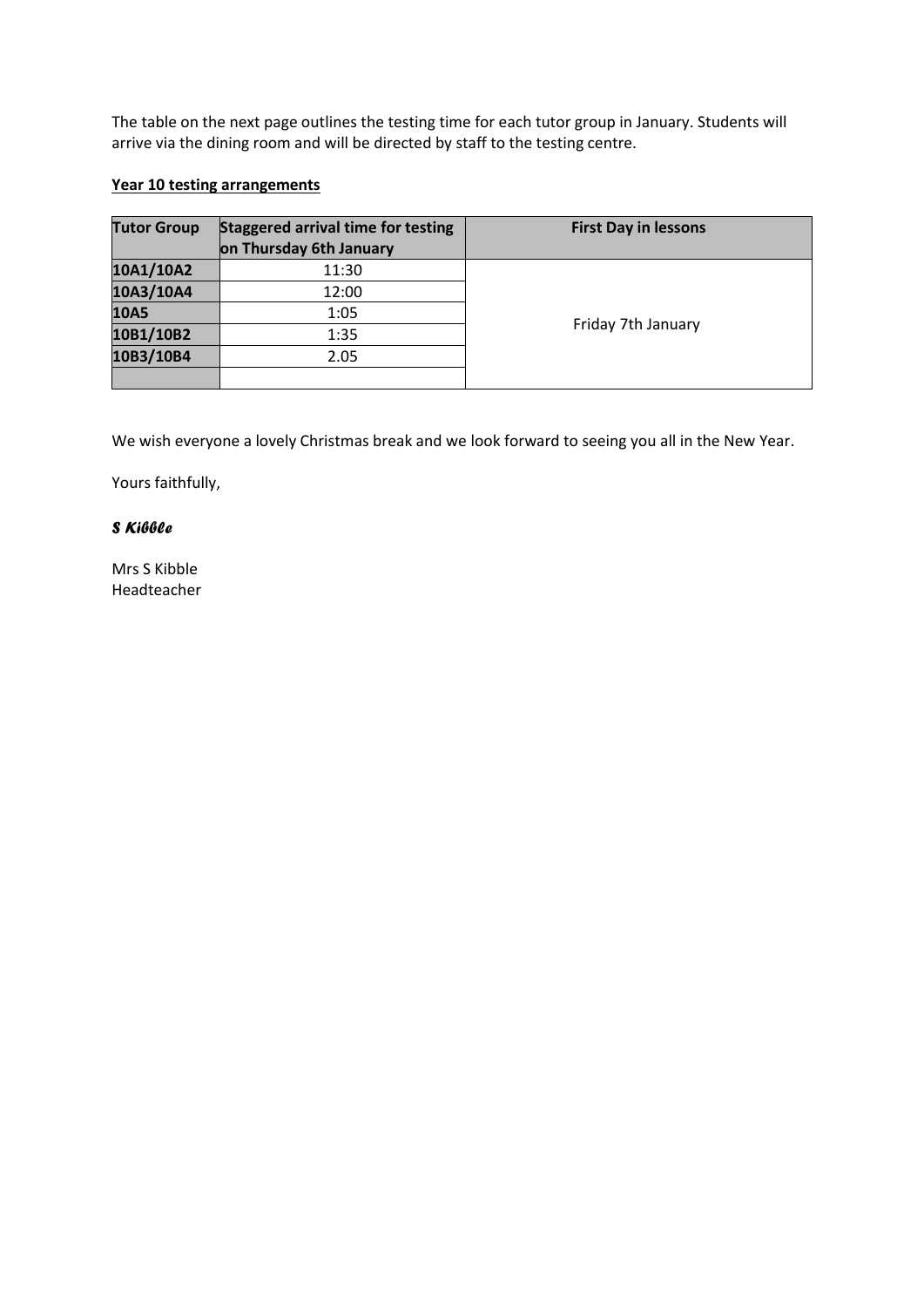The table on the next page outlines the testing time for each tutor group in January. Students will arrive via the dining room and will be directed by staff to the testing centre.

**Year 10 testing arrangements**

| Tutor Group | Staggered arrival time for testing on Thursday 6th January | First Day in lessons |
|---|---|---|
| 10A1/10A2 | 11:30 | Friday 7th January |
| 10A3/10A4 | 12:00 | |
| 10A5 | 1:05 | |
| 10B1/10B2 | 1:35 | |
| 10B3/10B4 | 2.05 | |
| | | |

We wish everyone a lovely Christmas break and we look forward to seeing you all in the New Year.

Yours faithfully,

***S Kibble***

Mrs S Kibble
Headteacher